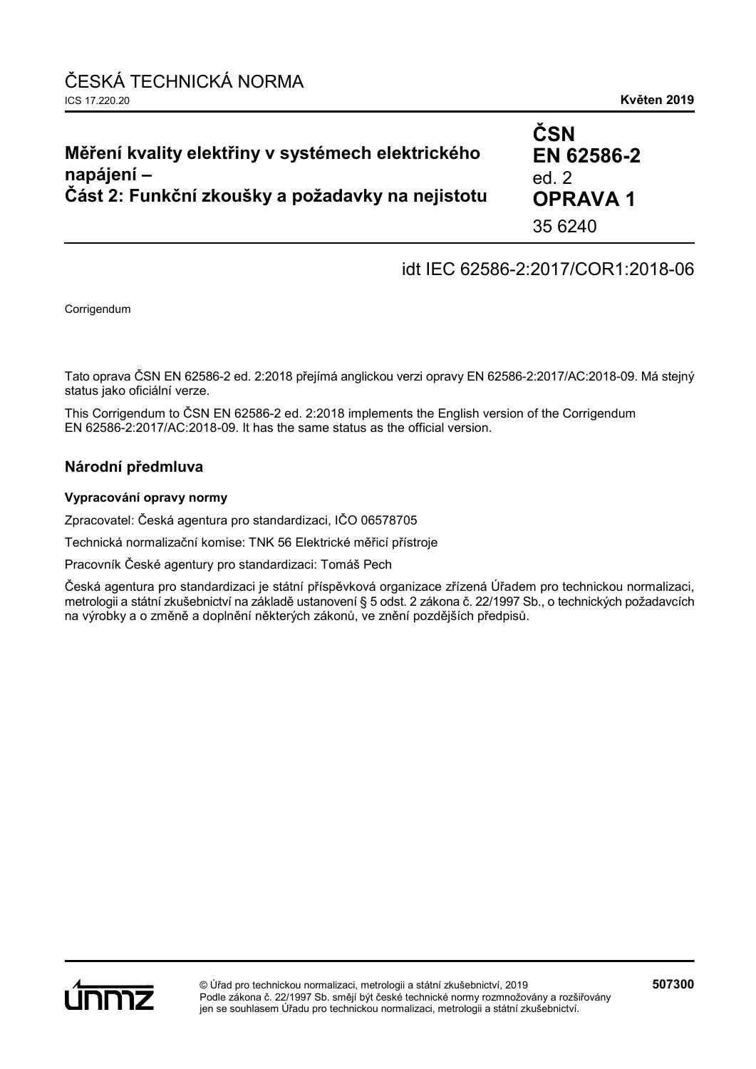ČESKÁ TECHNICKÁ NORMA

ICS 17.220.20 **Květen 2019**

# Měření kvality elektřiny v systémech elektrického napájení – Část 2: Funkční zkoušky a požadavky na nejistotu

**ČSN EN 62586-2** ed. 2 **OPRAVA 1**

35 6240

idt IEC 62586-2:2017/COR1:2018-06

Corrigendum

Tato oprava ČSN EN 62586-2 ed. 2:2018 přejímá anglickou verzi opravy EN 62586-2:2017/AC:2018-09. Má stejný status jako oficiální verze.

This Corrigendum to ČSN EN 62586-2 ed. 2:2018 implements the English version of the Corrigendum EN 62586-2:2017/AC:2018-09. It has the same status as the official version.

## Národní předmluva

### Vypracování opravy normy

Zpracovatel: Česká agentura pro standardizaci, IČO 06578705

Technická normalizační komise: TNK 56 Elektrické měřicí přístroje

Pracovník České agentury pro standardizaci: Tomáš Pech

Česká agentura pro standardizaci je státní příspěvková organizace zřízená Úřadem pro technickou normalizaci, metrologii a státní zkušebnictví na základě ustanovení § 5 odst. 2 zákona č. 22/1997 Sb., o technických požadavcích na výrobky a o změně a doplnění některých zákonů, ve znění pozdějších předpisů.

© Úřad pro technickou normalizaci, metrologii a státní zkušebnictví, 2019
Podle zákona č. 22/1997 Sb. smějí být české technické normy rozmnožovány a rozšiřovány jen se souhlasem Úřadu pro technickou normalizaci, metrologii a státní zkušebnictví.

**507300**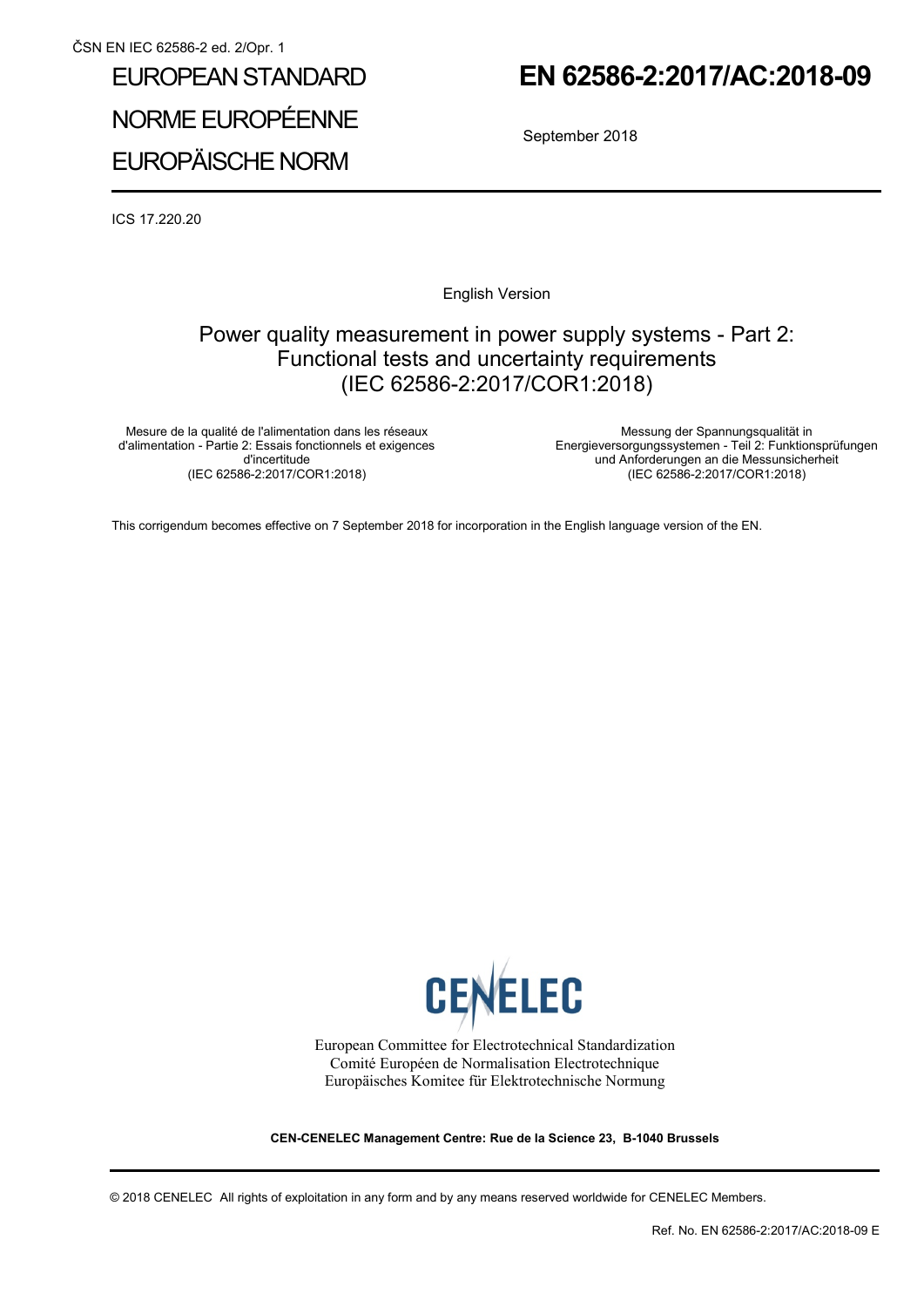ČSN EN IEC 62586-2 ed. 2/Opr. 1

# EUROPEAN STANDARD

# NORME EUROPÉENNE

# EUROPÄISCHE NORM

# EN 62586-2:2017/AC:2018-09

September 2018

ICS 17.220.20

English Version

## Power quality measurement in power supply systems - Part 2: Functional tests and uncertainty requirements (IEC 62586-2:2017/COR1:2018)

Mesure de la qualité de l'alimentation dans les réseaux d'alimentation - Partie 2: Essais fonctionnels et exigences d'incertitude
(IEC 62586-2:2017/COR1:2018)

Messung der Spannungsqualität in Energieversorgungssystemen - Teil 2: Funktionsprüfungen und Anforderungen an die Messunsicherheit
(IEC 62586-2:2017/COR1:2018)

This corrigendum becomes effective on 7 September 2018 for incorporation in the English language version of the EN.

CENELEC

European Committee for Electrotechnical Standardization
Comité Européen de Normalisation Electrotechnique
Europäisches Komitee für Elektrotechnische Normung

**CEN-CENELEC Management Centre: Rue de la Science 23, B-1040 Brussels**

© 2018 CENELEC All rights of exploitation in any form and by any means reserved worldwide for CENELEC Members.

Ref. No. EN 62586-2:2017/AC:2018-09 E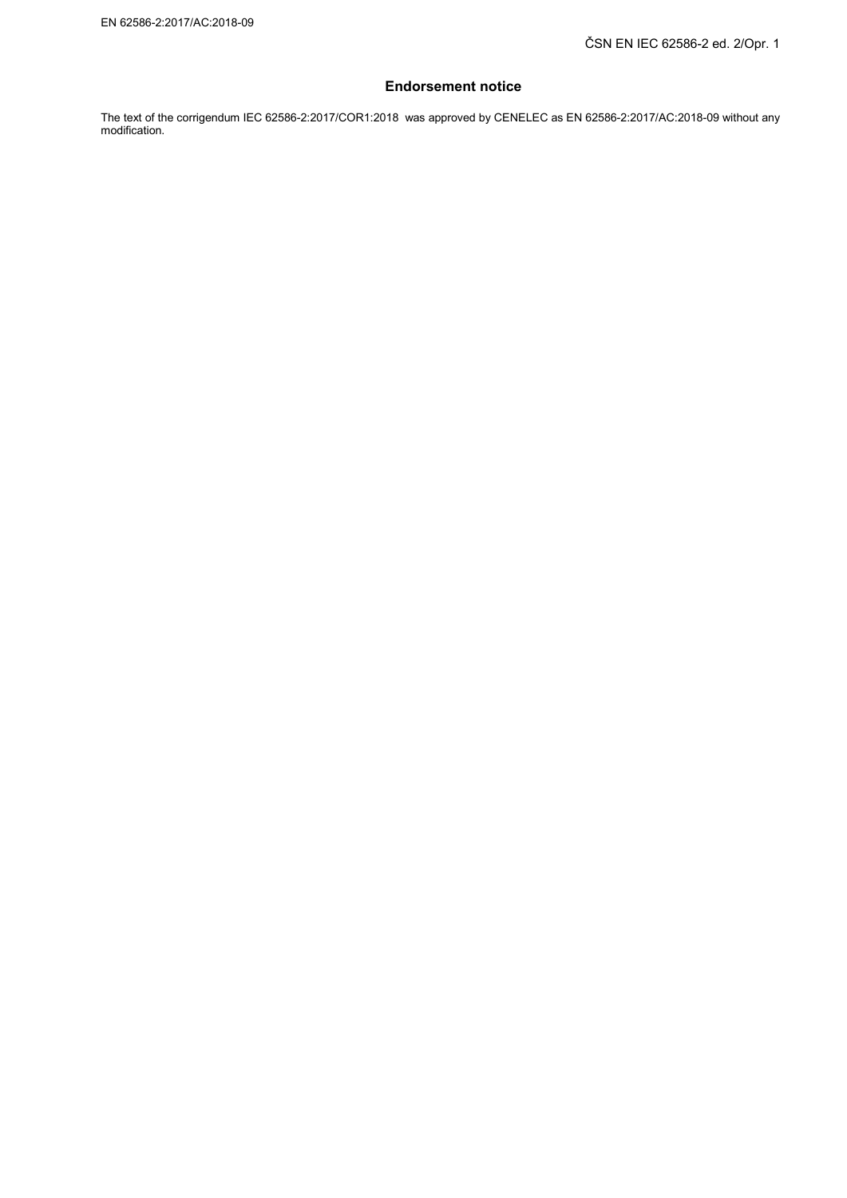## Endorsement notice

The text of the corrigendum IEC 62586-2:2017/COR1:2018 was approved by CENELEC as EN 62586-2:2017/AC:2018-09 without any modification.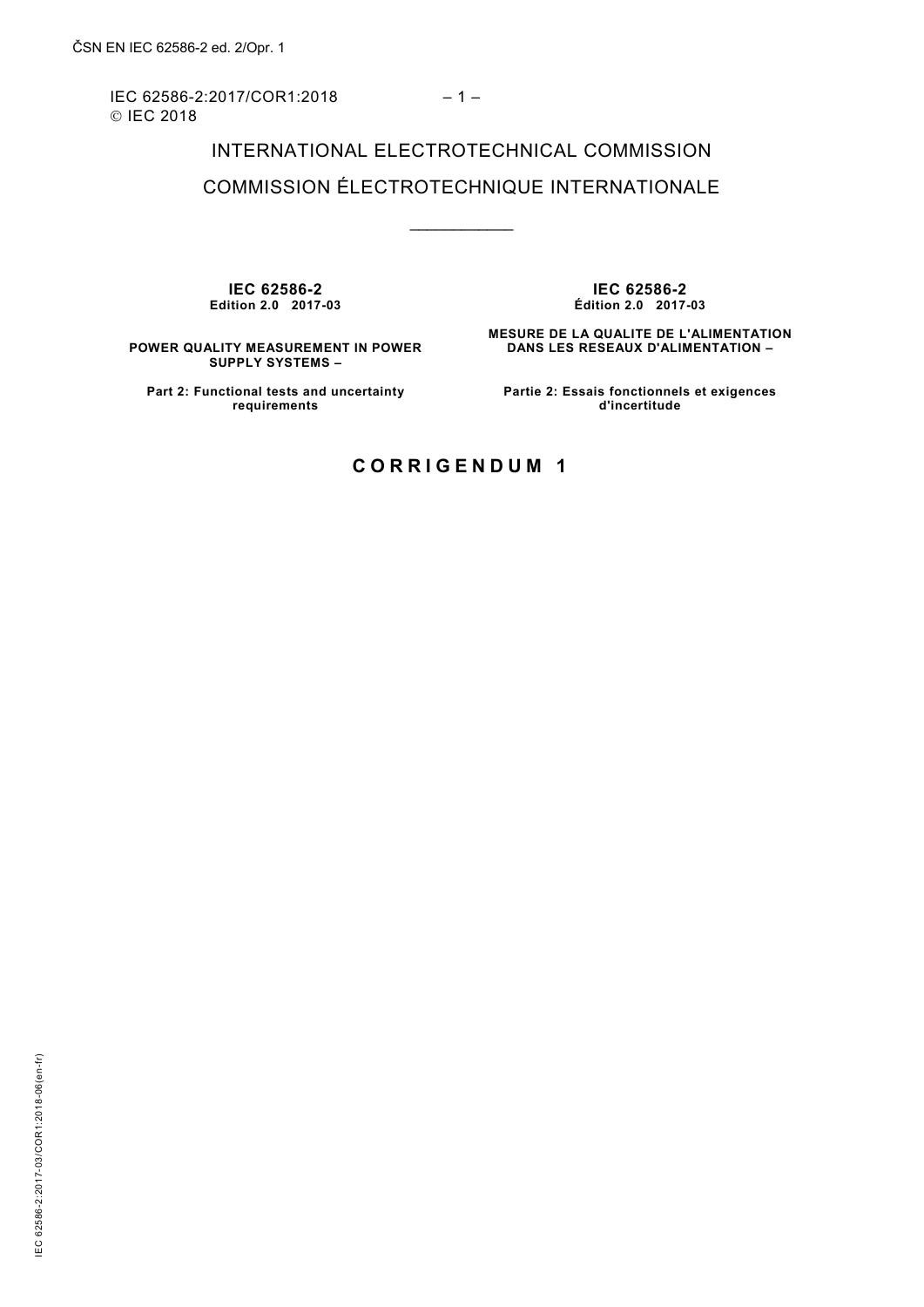INTERNATIONAL ELECTROTECHNICAL COMMISSION

COMMISSION ÉLECTROTECHNIQUE INTERNATIONALE

____________

| **IEC 62586-2** | **IEC 62586-2** |
| --- | --- |
| **Edition 2.0 2017-03** | **Édition 2.0 2017-03** |
| **POWER QUALITY MEASUREMENT IN POWER SUPPLY SYSTEMS –** | **MESURE DE LA QUALITE DE L'ALIMENTATION DANS LES RESEAUX D'ALIMENTATION –** |
| **Part 2: Functional tests and uncertainty requirements** | **Partie 2: Essais fonctionnels et exigences d'incertitude** |

# CORRIGENDUM 1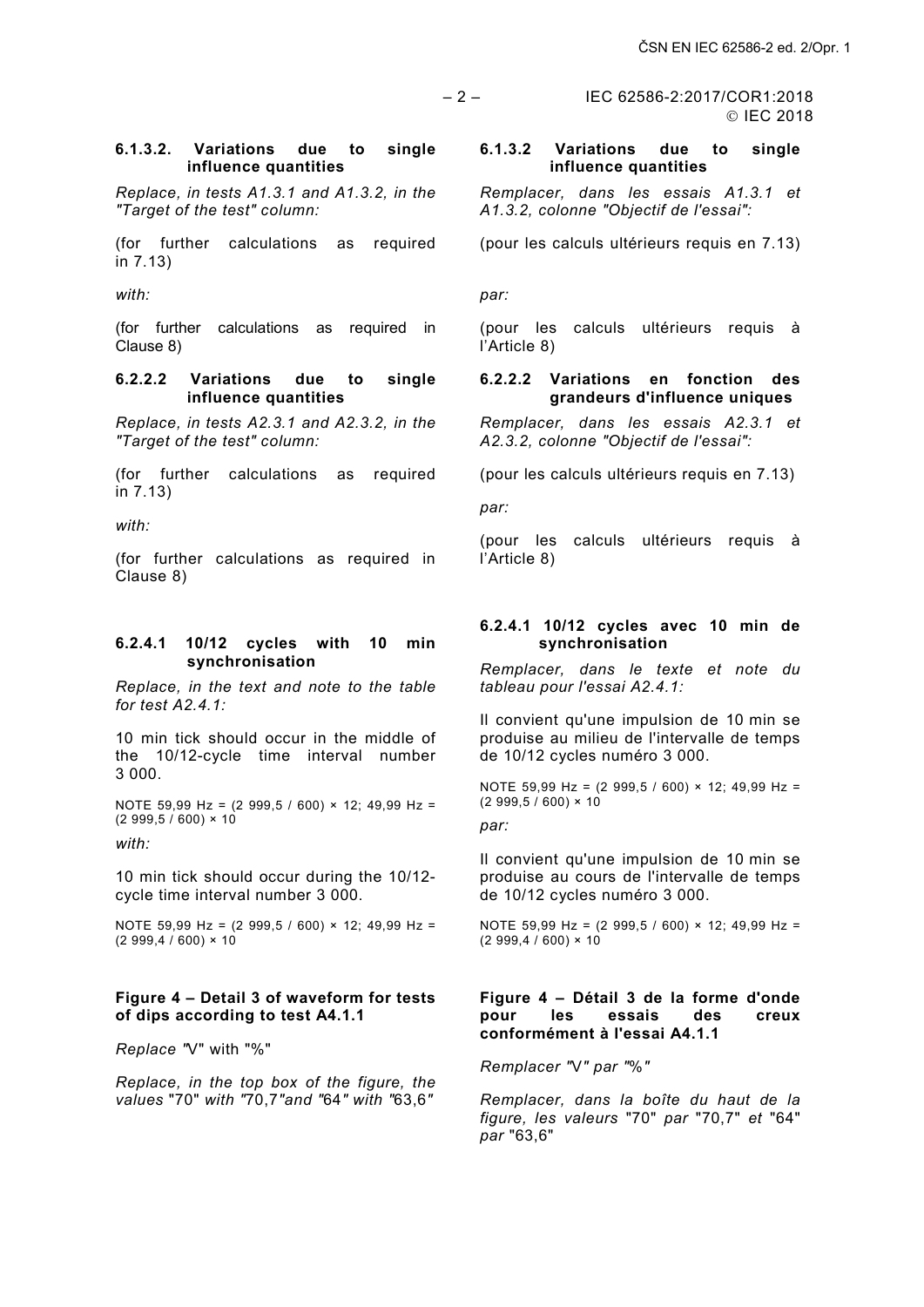#### 6.1.3.2. Variations due to single influence quantities

*Replace, in tests A1.3.1 and A1.3.2, in the "Target of the test" column:*

(for further calculations as required in 7.13)

*with:*

(for further calculations as required in Clause 8)

#### 6.2.2.2 Variations due to single influence quantities

*Replace, in tests A2.3.1 and A2.3.2, in the "Target of the test" column:*

(for further calculations as required in 7.13)

*with:*

(for further calculations as required in Clause 8)

#### 6.2.4.1 10/12 cycles with 10 min synchronisation

*Replace, in the text and note to the table for test A2.4.1:*

10 min tick should occur in the middle of the 10/12-cycle time interval number 3 000.

NOTE 59,99 Hz = (2 999,5 / 600) × 12; 49,99 Hz = (2 999,5 / 600) × 10

*with:*

10 min tick should occur during the 10/12-cycle time interval number 3 000.

NOTE 59,99 Hz = (2 999,5 / 600) × 12; 49,99 Hz = (2 999,4 / 600) × 10

#### Figure 4 – Detail 3 of waveform for tests of dips according to test A4.1.1

*Replace* "V" with "%"

*Replace, in the top box of the figure, the values* "70" *with* "70,7" *and* "64" *with* "63,6"

#### 6.1.3.2 Variations due to single influence quantities

*Remplacer, dans les essais A1.3.1 et A1.3.2, colonne "Objectif de l'essai":*

(pour les calculs ultérieurs requis en 7.13)

*par:*

(pour les calculs ultérieurs requis à l'Article 8)

#### 6.2.2.2 Variations en fonction des grandeurs d'influence uniques

*Remplacer, dans les essais A2.3.1 et A2.3.2, colonne "Objectif de l'essai":*

(pour les calculs ultérieurs requis en 7.13)

*par:*

(pour les calculs ultérieurs requis à l'Article 8)

#### 6.2.4.1 10/12 cycles avec 10 min de synchronisation

*Remplacer, dans le texte et note du tableau pour l'essai A2.4.1:*

Il convient qu'une impulsion de 10 min se produise au milieu de l'intervalle de temps de 10/12 cycles numéro 3 000.

NOTE 59,99 Hz = (2 999,5 / 600) × 12; 49,99 Hz = (2 999,5 / 600) × 10

*par:*

Il convient qu'une impulsion de 10 min se produise au cours de l'intervalle de temps de 10/12 cycles numéro 3 000.

NOTE 59,99 Hz = (2 999,5 / 600) × 12; 49,99 Hz = (2 999,4 / 600) × 10

#### Figure 4 – Détail 3 de la forme d'onde pour les essais des creux conformément à l'essai A4.1.1

*Remplacer "V" par "%"*

*Remplacer, dans la boîte du haut de la figure, les valeurs* "70" *par* "70,7" *et* "64" *par* "63,6"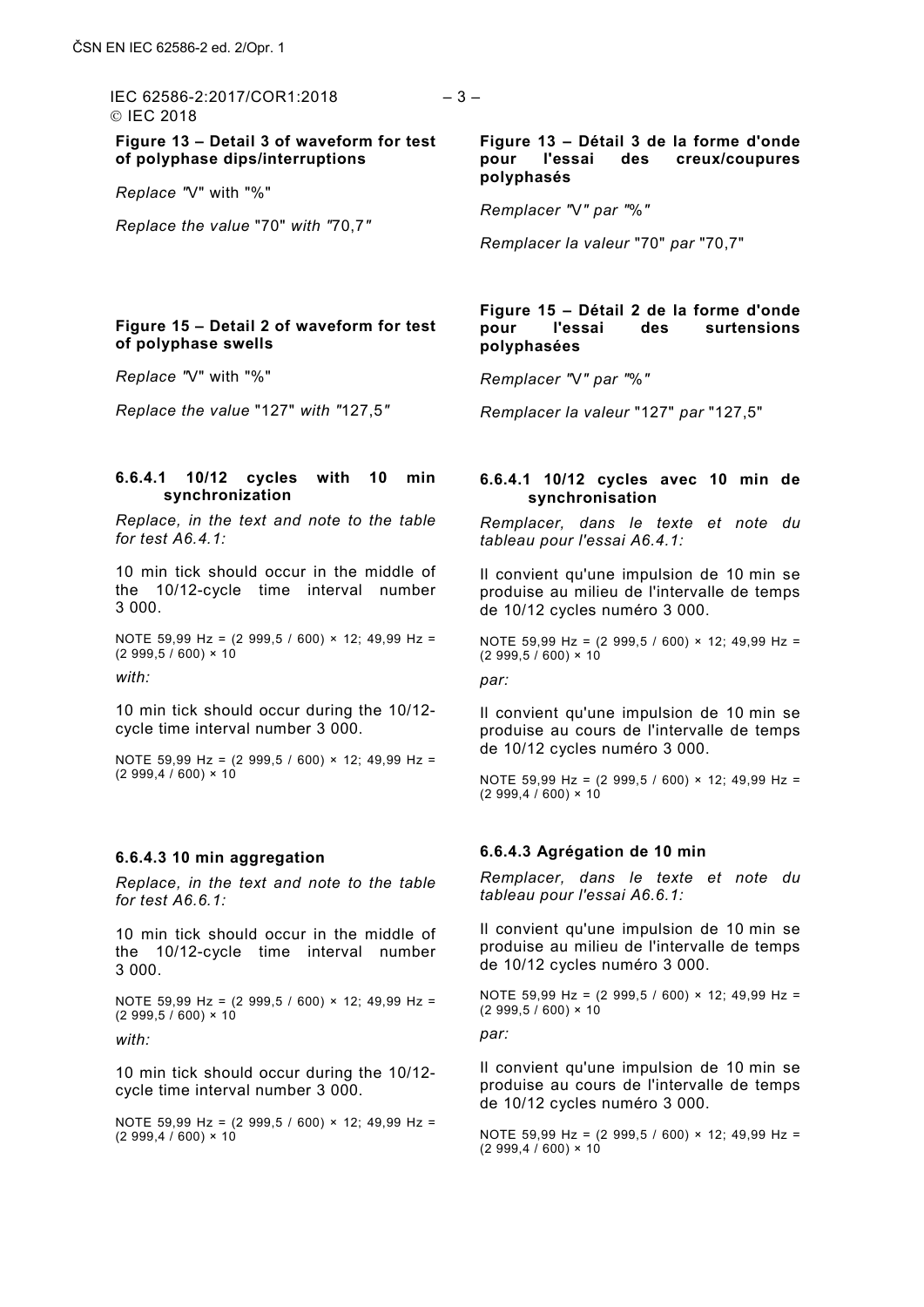**Figure 13 – Detail 3 of waveform for test of polyphase dips/interruptions**

*Replace "*V" with "%"

*Replace the value* "70" *with* "70,7"

**Figure 15 – Detail 2 of waveform for test of polyphase swells**

*Replace "*V" with "%"

*Replace the value* "127" *with* "127,5"

**6.6.4.1 10/12 cycles with 10 min synchronization**

*Replace, in the text and note to the table for test A6.4.1:*

10 min tick should occur in the middle of the 10/12-cycle time interval number 3 000.

NOTE 59,99 Hz = (2 999,5 / 600) × 12; 49,99 Hz = (2 999,5 / 600) × 10

*with:*

10 min tick should occur during the 10/12-cycle time interval number 3 000.

NOTE 59,99 Hz = (2 999,5 / 600) × 12; 49,99 Hz = (2 999,4 / 600) × 10

**6.6.4.3 10 min aggregation**

*Replace, in the text and note to the table for test A6.6.1:*

10 min tick should occur in the middle of the 10/12-cycle time interval number 3 000.

NOTE 59,99 Hz = (2 999,5 / 600) × 12; 49,99 Hz = (2 999,5 / 600) × 10

*with:*

10 min tick should occur during the 10/12-cycle time interval number 3 000.

NOTE 59,99 Hz = (2 999,5 / 600) × 12; 49,99 Hz = (2 999,4 / 600) × 10

**Figure 13 – Détail 3 de la forme d'onde pour l'essai des creux/coupures polyphasés**

*Remplacer "*V*" par "*%*"*

*Remplacer la valeur* "70" *par* "70,7"

**Figure 15 – Détail 2 de la forme d'onde pour l'essai des surtensions polyphasées**

*Remplacer "*V*" par "*%*"*

*Remplacer la valeur* "127" *par* "127,5"

**6.6.4.1 10/12 cycles avec 10 min de synchronisation**

*Remplacer, dans le texte et note du tableau pour l'essai A6.4.1:*

Il convient qu'une impulsion de 10 min se produise au milieu de l'intervalle de temps de 10/12 cycles numéro 3 000.

NOTE 59,99 Hz = (2 999,5 / 600) × 12; 49,99 Hz = (2 999,5 / 600) × 10

*par:*

Il convient qu'une impulsion de 10 min se produise au cours de l'intervalle de temps de 10/12 cycles numéro 3 000.

NOTE 59,99 Hz = (2 999,5 / 600) × 12; 49,99 Hz = (2 999,4 / 600) × 10

**6.6.4.3 Agrégation de 10 min**

*Remplacer, dans le texte et note du tableau pour l'essai A6.6.1:*

Il convient qu'une impulsion de 10 min se produise au milieu de l'intervalle de temps de 10/12 cycles numéro 3 000.

NOTE 59,99 Hz = (2 999,5 / 600) × 12; 49,99 Hz = (2 999,5 / 600) × 10

*par:*

Il convient qu'une impulsion de 10 min se produise au cours de l'intervalle de temps de 10/12 cycles numéro 3 000.

NOTE 59,99 Hz = (2 999,5 / 600) × 12; 49,99 Hz = (2 999,4 / 600) × 10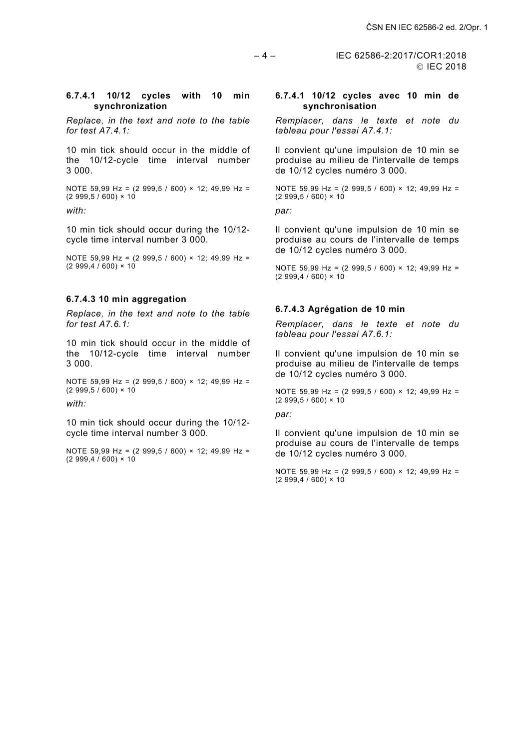#### 6.7.4.1 10/12 cycles with 10 min synchronization

*Replace, in the text and note to the table for test A7.4.1:*

10 min tick should occur in the middle of the 10/12-cycle time interval number 3 000.

NOTE 59,99 Hz = (2 999,5 / 600) × 12; 49,99 Hz = (2 999,5 / 600) × 10

*with:*

10 min tick should occur during the 10/12-cycle time interval number 3 000.

NOTE 59,99 Hz = (2 999,5 / 600) × 12; 49,99 Hz = (2 999,4 / 600) × 10

#### 6.7.4.3 10 min aggregation

*Replace, in the text and note to the table for test A7.6.1:*

10 min tick should occur in the middle of the 10/12-cycle time interval number 3 000.

NOTE 59,99 Hz = (2 999,5 / 600) × 12; 49,99 Hz = (2 999,5 / 600) × 10

*with:*

10 min tick should occur during the 10/12-cycle time interval number 3 000.

NOTE 59,99 Hz = (2 999,5 / 600) × 12; 49,99 Hz = (2 999,4 / 600) × 10

#### 6.7.4.1 10/12 cycles avec 10 min de synchronisation

*Remplacer, dans le texte et note du tableau pour l'essai A7.4.1:*

Il convient qu'une impulsion de 10 min se produise au milieu de l'intervalle de temps de 10/12 cycles numéro 3 000.

NOTE 59,99 Hz = (2 999,5 / 600) × 12; 49,99 Hz = (2 999,5 / 600) × 10

*par:*

Il convient qu'une impulsion de 10 min se produise au cours de l'intervalle de temps de 10/12 cycles numéro 3 000.

NOTE 59,99 Hz = (2 999,5 / 600) × 12; 49,99 Hz = (2 999,4 / 600) × 10

#### 6.7.4.3 Agrégation de 10 min

*Remplacer, dans le texte et note du tableau pour l'essai A7.6.1:*

Il convient qu'une impulsion de 10 min se produise au milieu de l'intervalle de temps de 10/12 cycles numéro 3 000.

NOTE 59,99 Hz = (2 999,5 / 600) × 12; 49,99 Hz = (2 999,5 / 600) × 10

*par:*

Il convient qu'une impulsion de 10 min se produise au cours de l'intervalle de temps de 10/12 cycles numéro 3 000.

NOTE 59,99 Hz = (2 999,5 / 600) × 12; 49,99 Hz = (2 999,4 / 600) × 10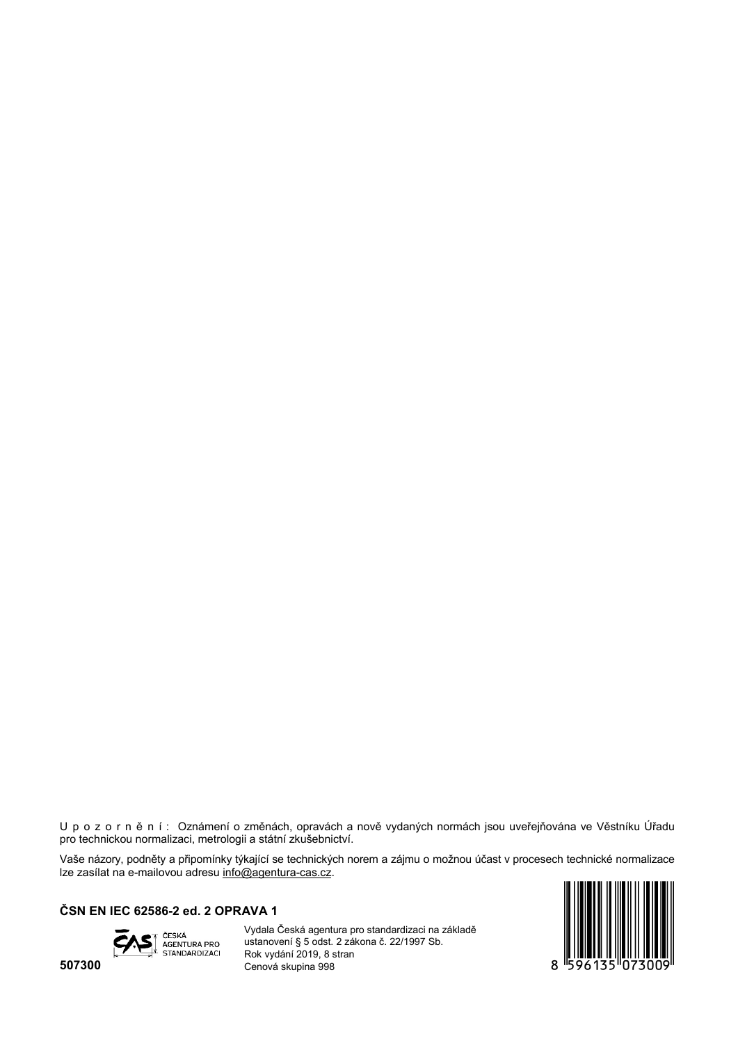U p o z o r n ě n í : Oznámení o změnách, opravách a nově vydaných normách jsou uveřejňována ve Věstníku Úřadu pro technickou normalizaci, metrologii a státní zkušebnictví.

Vaše názory, podněty a připomínky týkající se technických norem a zájmu o možnou účast v procesech technické normalizace lze zasílat na e-mailovou adresu info@agentura-cas.cz.

**ČSN EN IEC 62586-2 ed. 2 OPRAVA 1**

ČESKÁ AGENTURA PRO STANDARDIZACI

Vydala Česká agentura pro standardizaci na základě ustanovení § 5 odst. 2 zákona č. 22/1997 Sb.
Rok vydání 2019, 8 stran
Cenová skupina 998

**507300**

8 596135 073009